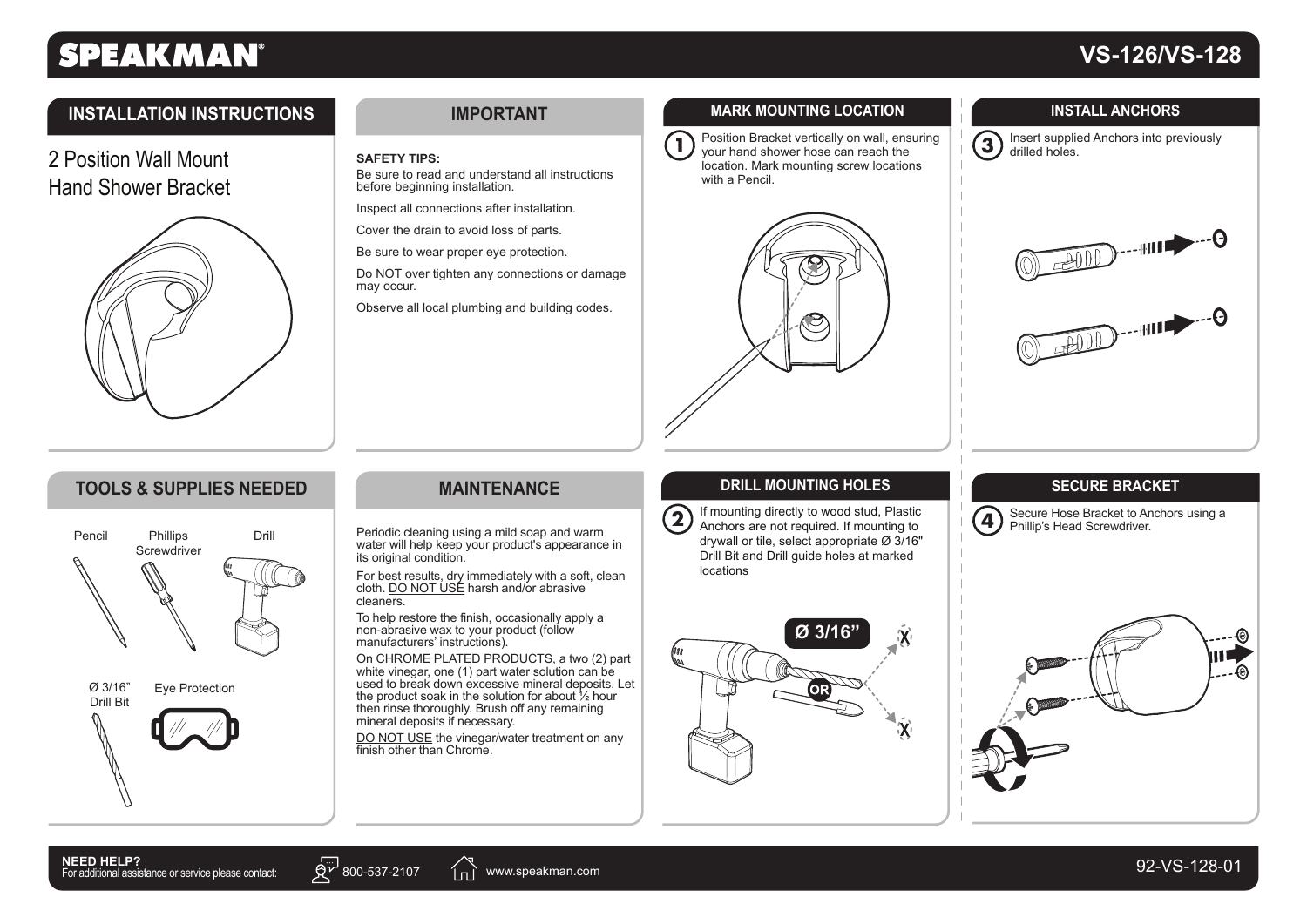# SPEAKMAN

## VS-126/VS-128

## INSTALLATION INSTRUCTIONS

2 Position Wall Mount
Hand Shower Bracket

## IMPORTANT

**SAFETY TIPS:**

Be sure to read and understand all instructions before beginning installation.

Inspect all connections after installation.

Cover the drain to avoid loss of parts.

Be sure to wear proper eye protection.

Do NOT over tighten any connections or damage may occur.

Observe all local plumbing and building codes.

## TOOLS & SUPPLIES NEEDED

- Pencil
- Phillips Screwdriver
- Drill
- Ø 3/16" Drill Bit
- Eye Protection

## MAINTENANCE

Periodic cleaning using a mild soap and warm water will help keep your product's appearance in its original condition.

For best results, dry immediately with a soft, clean cloth. <u>DO NOT USE</u> harsh and/or abrasive cleaners.

To help restore the finish, occasionally apply a non-abrasive wax to your product (follow manufacturers' instructions).

On CHROME PLATED PRODUCTS, a two (2) part white vinegar, one (1) part water solution can be used to break down excessive mineral deposits. Let the product soak in the solution for about ½ hour then rinse thoroughly. Brush off any remaining mineral deposits if necessary.

<u>DO NOT USE</u> the vinegar/water treatment on any finish other than Chrome.

## MARK MOUNTING LOCATION

1. Position Bracket vertically on wall, ensuring your hand shower hose can reach the location. Mark mounting screw locations with a Pencil.

## DRILL MOUNTING HOLES

2. If mounting directly to wood stud, Plastic Anchors are not required. If mounting to drywall or tile, select appropriate Ø 3/16" Drill Bit and Drill guide holes at marked locations

Ø 3/16"

OR

## INSTALL ANCHORS

3. Insert supplied Anchors into previously drilled holes.

## SECURE BRACKET

4. Secure Hose Bracket to Anchors using a Phillip's Head Screwdriver.

**NEED HELP?**
For additional assistance or service please contact: 800-537-2107 www.speakman.com

92-VS-128-01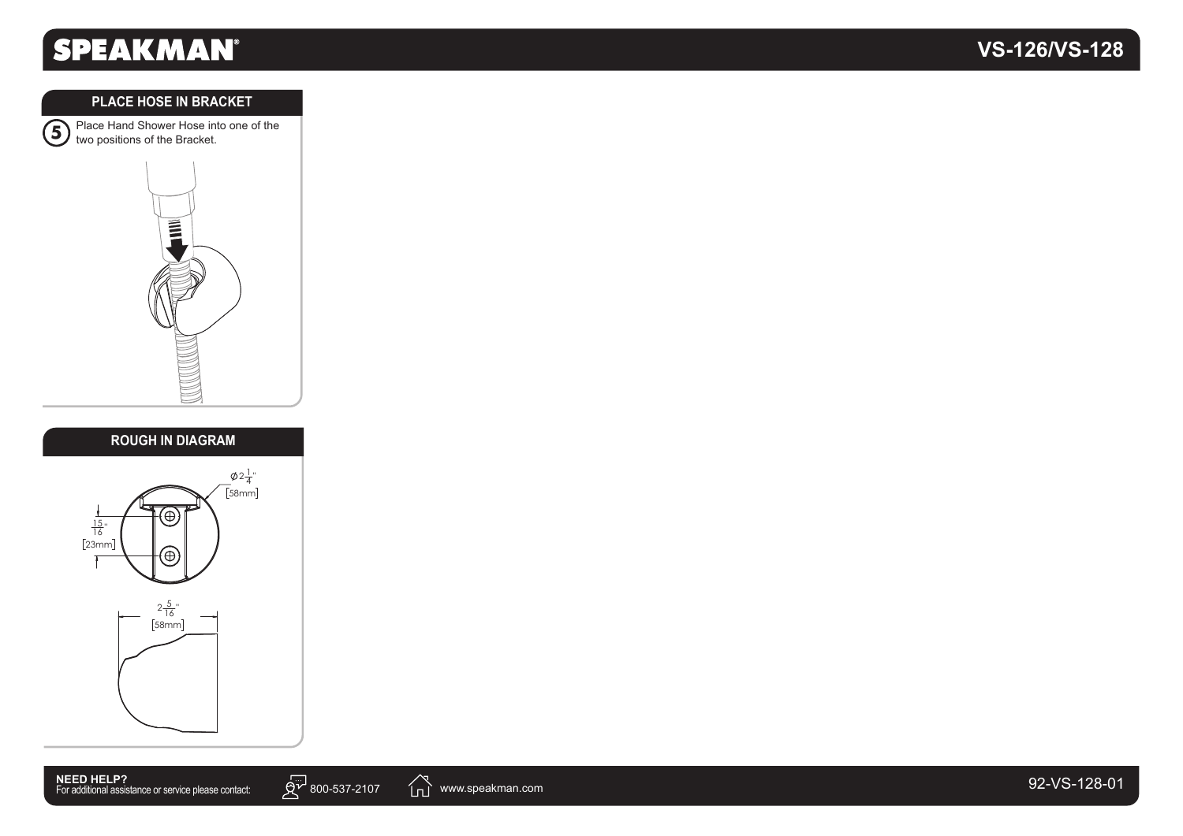## PLACE HOSE IN BRACKET

**5** Place Hand Shower Hose into one of the two positions of the Bracket.

## ROUGH IN DIAGRAM

Ø $2\frac{1}{4}$"
[58mm]

$\frac{15}{16}$"
[23mm]

$2\frac{5}{16}$"
[58mm]

**NEED HELP?**
For additional assistance or service please contact: 800-537-2107 www.speakman.com

92-VS-128-01